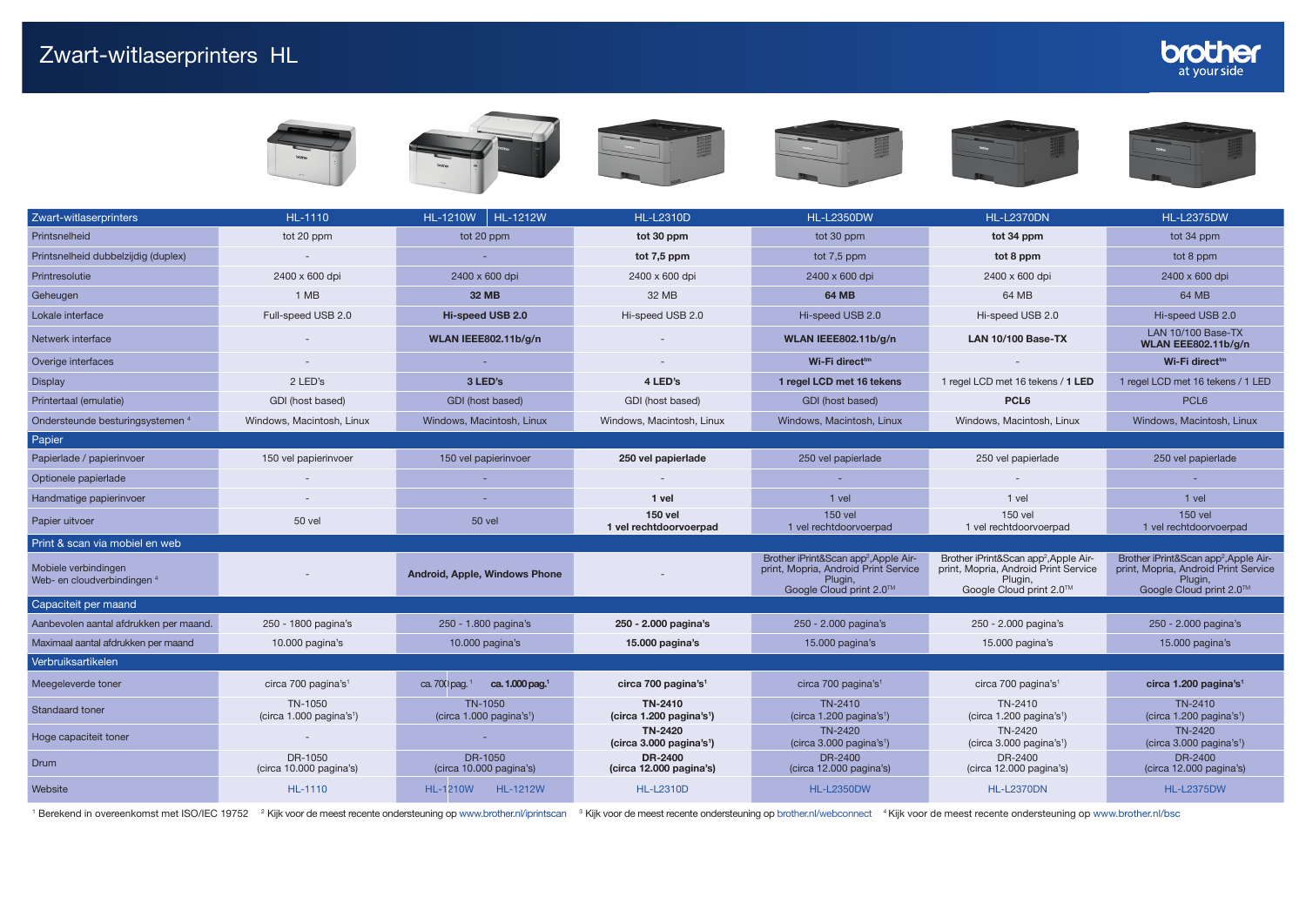# Zwart-witlaserprinters HL

| Zwart-witlaserprinters | HL-1110 | HL-1210W \| HL-1212W | HL-L2310D | HL-L2350DW | HL-L2370DN | HL-L2375DW |
|---|---|---|---|---|---|---|
| Printsnelheid | tot 20 ppm | tot 20 ppm | **tot 30 ppm** | tot 30 ppm | **tot 34 ppm** | tot 34 ppm |
| Printsnelheid dubbelzijdig (duplex) | - | - | **tot 7,5 ppm** | tot 7,5 ppm | **tot 8 ppm** | tot 8 ppm |
| Printresolutie | 2400 x 600 dpi | 2400 x 600 dpi | 2400 x 600 dpi | 2400 x 600 dpi | 2400 x 600 dpi | 2400 x 600 dpi |
| Geheugen | 1 MB | **32 MB** | 32 MB | **64 MB** | 64 MB | 64 MB |
| Lokale interface | Full-speed USB 2.0 | **Hi-speed USB 2.0** | Hi-speed USB 2.0 | Hi-speed USB 2.0 | Hi-speed USB 2.0 | Hi-speed USB 2.0 |
| Netwerk interface | - | **WLAN IEEE802.11b/g/n** | - | **WLAN IEEE802.11b/g/n** | **LAN 10/100 Base-TX** | LAN 10/100 Base-TX **WLAN EEE802.11b/g/n** |
| Overige interfaces | - | - | - | **Wi-Fi direct™** | - | **Wi-Fi direct™** |
| Display | 2 LED's | **3 LED's** | **4 LED's** | **1 regel LCD met 16 tekens** | 1 regel LCD met 16 tekens / **1 LED** | 1 regel LCD met 16 tekens / 1 LED |
| Printertaal (emulatie) | GDI (host based) | GDI (host based) | GDI (host based) | GDI (host based) | **PCL6** | PCL6 |
| Ondersteunde besturingsystemen [4] | Windows, Macintosh, Linux | Windows, Macintosh, Linux | Windows, Macintosh, Linux | Windows, Macintosh, Linux | Windows, Macintosh, Linux | Windows, Macintosh, Linux |
| **Papier** | | | | | | |
| Papierlade / papierinvoer | 150 vel papierinvoer | 150 vel papierinvoer | **250 vel papierlade** | 250 vel papierlade | 250 vel papierlade | 250 vel papierlade |
| Optionele papierlade | - | - | - | - | - | - |
| Handmatige papierinvoer | - | - | **1 vel** | 1 vel | 1 vel | 1 vel |
| Papier uitvoer | 50 vel | 50 vel | **150 vel 1 vel rechtdoorvoerpad** | 150 vel 1 vel rechtdoorvoerpad | 150 vel 1 vel rechtdoorvoerpad | 150 vel 1 vel rechtdoorvoerpad |
| **Print & scan via mobiel en web** | | | | | | |
| Mobiele verbindingen Web- en cloudverbindingen [4] | - | **Android, Apple, Windows Phone** | - | Brother iPrint&Scan app[2], Apple Air-print, Mopria, Android Print Service Plugin, Google Cloud print 2.0™ | Brother iPrint&Scan app[2], Apple Air-print, Mopria, Android Print Service Plugin, Google Cloud print 2.0™ | Brother iPrint&Scan app[2], Apple Air-print, Mopria, Android Print Service Plugin, Google Cloud print 2.0™ |
| **Capaciteit per maand** | | | | | | |
| Aanbevolen aantal afdrukken per maand. | 250 - 1800 pagina's | 250 - 1.800 pagina's | **250 - 2.000 pagina's** | 250 - 2.000 pagina's | 250 - 2.000 pagina's | 250 - 2.000 pagina's |
| Maximaal aantal afdrukken per maand | 10.000 pagina's | 10.000 pagina's | **15.000 pagina's** | 15.000 pagina's | 15.000 pagina's | 15.000 pagina's |
| **Verbruiksartikelen** | | | | | | |
| Meegeleverde toner | circa 700 pagina's[1] | ca. 700 pag.[1] \| **ca. 1.000 pag.[1]** | **circa 700 pagina's[1]** | circa 700 pagina's[1] | circa 700 pagina's[1] | **circa 1.200 pagina's[1]** |
| Standaard toner | TN-1050 (circa 1.000 pagina's[1]) | TN-1050 (circa 1.000 pagina's[1]) | **TN-2410 (circa 1.200 pagina's[1])** | TN-2410 (circa 1.200 pagina's[1]) | TN-2410 (circa 1.200 pagina's[1]) | TN-2410 (circa 1.200 pagina's[1]) |
| Hoge capaciteit toner | - | - | **TN-2420 (circa 3.000 pagina's[1])** | TN-2420 (circa 3.000 pagina's[1]) | TN-2420 (circa 3.000 pagina's[1]) | TN-2420 (circa 3.000 pagina's[1]) |
| Drum | DR-1050 (circa 10.000 pagina's) | DR-1050 (circa 10.000 pagina's) | **DR-2400 (circa 12.000 pagina's)** | DR-2400 (circa 12.000 pagina's) | DR-2400 (circa 12.000 pagina's) | DR-2400 (circa 12.000 pagina's) |
| Website | HL-1110 | HL-1210W \| HL-1212W | HL-L2310D | HL-L2350DW | HL-L2370DN | HL-L2375DW |

[1] Berekend in overeenkomst met ISO/IEC 19752 [2] Kijk voor de meest recente ondersteuning op www.brother.nl/iprintscan [3] Kijk voor de meest recente ondersteuning op brother.nl/webconnect [4] Kijk voor de meest recente ondersteuning op www.brother.nl/bsc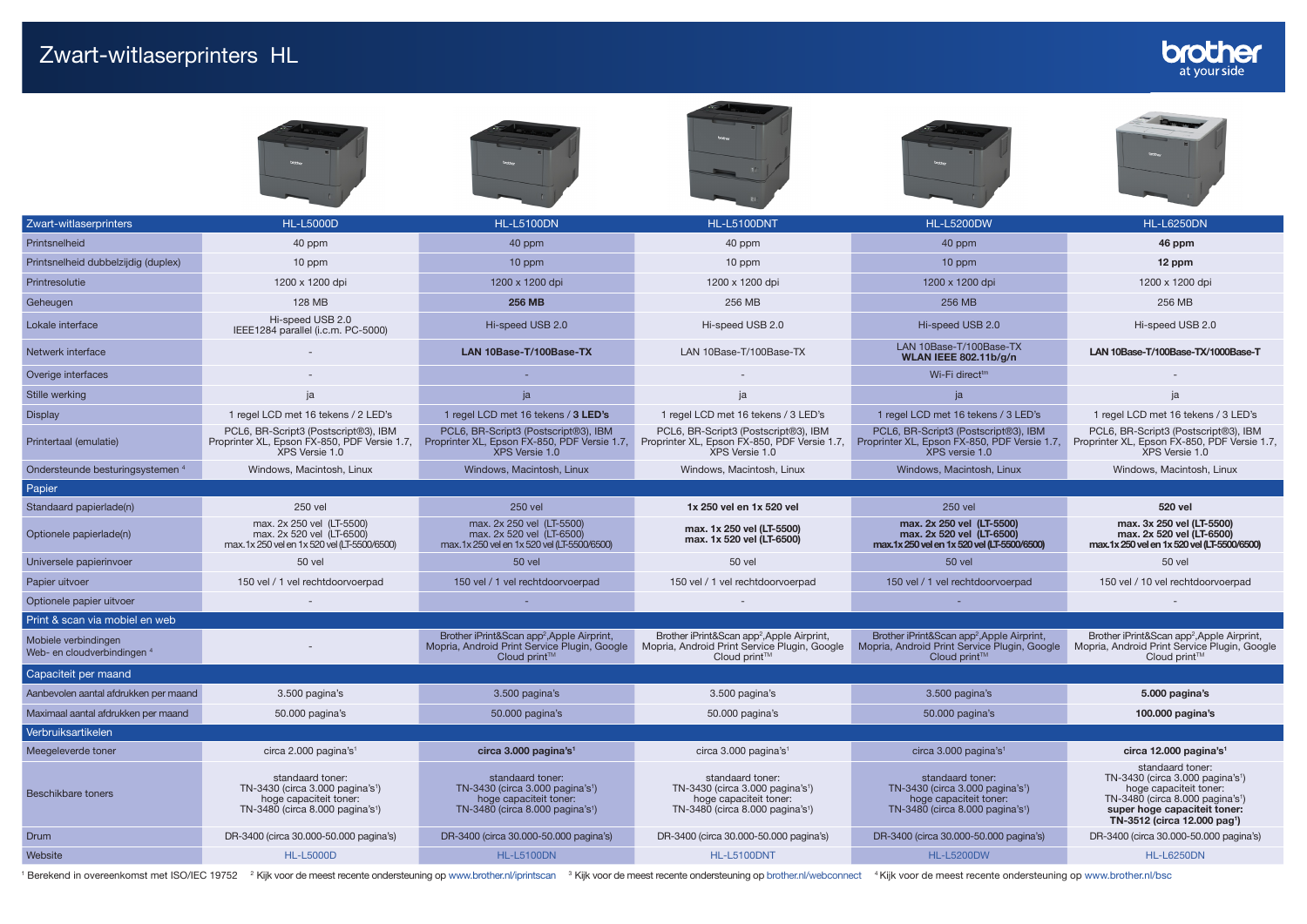# Zwart-witlaserprinters HL

| Zwart-witlaserprinters | HL-L5000D | HL-L5100DN | HL-L5100DNT | HL-L5200DW | HL-L6250DN |
|---|---|---|---|---|---|
| Printsnelheid | 40 ppm | 40 ppm | 40 ppm | 40 ppm | **46 ppm** |
| Printsnelheid dubbelzijdig (duplex) | 10 ppm | 10 ppm | 10 ppm | 10 ppm | **12 ppm** |
| Printresolutie | 1200 x 1200 dpi | 1200 x 1200 dpi | 1200 x 1200 dpi | 1200 x 1200 dpi | 1200 x 1200 dpi |
| Geheugen | 128 MB | **256 MB** | 256 MB | 256 MB | 256 MB |
| Lokale interface | Hi-speed USB 2.0 IEEE1284 parallel (i.c.m. PC-5000) | Hi-speed USB 2.0 | Hi-speed USB 2.0 | Hi-speed USB 2.0 | Hi-speed USB 2.0 |
| Netwerk interface | - | **LAN 10Base-T/100Base-TX** | LAN 10Base-T/100Base-TX | LAN 10Base-T/100Base-TX **WLAN IEEE 802.11b/g/n** | **LAN 10Base-T/100Base-TX/1000Base-T** |
| Overige interfaces | - | - | - | Wi-Fi direct™ | - |
| Stille werking | ja | ja | ja | ja | ja |
| Display | 1 regel LCD met 16 tekens / 2 LED's | 1 regel LCD met 16 tekens / **3 LED's** | 1 regel LCD met 16 tekens / 3 LED's | 1 regel LCD met 16 tekens / 3 LED's | 1 regel LCD met 16 tekens / 3 LED's |
| Printertaal (emulatie) | PCL6, BR-Script3 (Postscript®3), IBM Proprinter XL, Epson FX-850, PDF Versie 1.7, XPS Versie 1.0 | PCL6, BR-Script3 (Postscript®3), IBM Proprinter XL, Epson FX-850, PDF Versie 1.7, XPS Versie 1.0 | PCL6, BR-Script3 (Postscript®3), IBM Proprinter XL, Epson FX-850, PDF Versie 1.7, XPS Versie 1.0 | PCL6, BR-Script3 (Postscript®3), IBM Proprinter XL, Epson FX-850, PDF Versie 1.7, XPS versie 1.0 | PCL6, BR-Script3 (Postscript®3), IBM Proprinter XL, Epson FX-850, PDF Versie 1.7, XPS Versie 1.0 |
| Ondersteunde besturingsystemen [4] | Windows, Macintosh, Linux | Windows, Macintosh, Linux | Windows, Macintosh, Linux | Windows, Macintosh, Linux | Windows, Macintosh, Linux |
| **Papier** | | | | | |
| Standaard papierlade(n) | 250 vel | 250 vel | **1x 250 vel en 1x 520 vel** | 250 vel | **520 vel** |
| Optionele papierlade(n) | max. 2x 250 vel (LT-5500) max. 2x 520 vel (LT-6500) max. 1x 250 vel en 1x 520 vel (LT-5500/6500) | max. 2x 250 vel (LT-5500) max. 2x 520 vel (LT-6500) max. 1x 250 vel en 1x 520 vel (LT-5500/6500) | **max. 1x 250 vel (LT-5500) max. 1x 520 vel (LT-6500)** | **max. 2x 250 vel (LT-5500) max. 2x 520 vel (LT-6500) max. 1x 250 vel en 1x 520 vel (LT-5500/6500)** | **max. 3x 250 vel (LT-5500) max. 2x 520 vel (LT-6500) max. 1x 250 vel en 1x 520 vel (LT-5500/6500)** |
| Universele papierinvoer | 50 vel | 50 vel | 50 vel | 50 vel | 50 vel |
| Papier uitvoer | 150 vel / 1 vel rechtdoorvoerpad | 150 vel / 1 vel rechtdoorvoerpad | 150 vel / 1 vel rechtdoorvoerpad | 150 vel / 1 vel rechtdoorvoerpad | 150 vel / 10 vel rechtdoorvoerpad |
| Optionele papier uitvoer | - | - | - | - | - |
| **Print & scan via mobiel en web** | | | | | |
| Mobiele verbindingen Web- en cloudverbindingen [4] | - | Brother iPrint&Scan app[2],Apple Airprint, Mopria, Android Print Service Plugin, Google Cloud print™ | Brother iPrint&Scan app[2],Apple Airprint, Mopria, Android Print Service Plugin, Google Cloud print™ | Brother iPrint&Scan app[2],Apple Airprint, Mopria, Android Print Service Plugin, Google Cloud print™ | Brother iPrint&Scan app[2],Apple Airprint, Mopria, Android Print Service Plugin, Google Cloud print™ |
| **Capaciteit per maand** | | | | | |
| Aanbevolen aantal afdrukken per maand | 3.500 pagina's | 3.500 pagina's | 3.500 pagina's | 3.500 pagina's | **5.000 pagina's** |
| Maximaal aantal afdrukken per maand | 50.000 pagina's | 50.000 pagina's | 50.000 pagina's | 50.000 pagina's | **100.000 pagina's** |
| **Verbruiksartikelen** | | | | | |
| Meegeleverde toner | circa 2.000 pagina's[1] | **circa 3.000 pagina's[1]** | circa 3.000 pagina's[1] | circa 3.000 pagina's[1] | **circa 12.000 pagina's[1]** |
| Beschikbare toners | standaard toner: TN-3430 (circa 3.000 pagina's[1]) hoge capaciteit toner: TN-3480 (circa 8.000 pagina's[1]) | standaard toner: TN-3430 (circa 3.000 pagina's[1]) hoge capaciteit toner: TN-3480 (circa 8.000 pagina's[1]) | standaard toner: TN-3430 (circa 3.000 pagina's[1]) hoge capaciteit toner: TN-3480 (circa 8.000 pagina's[1]) | standaard toner: TN-3430 (circa 3.000 pagina's[1]) hoge capaciteit toner: TN-3480 (circa 8.000 pagina's[1]) | standaard toner: TN-3430 (circa 3.000 pagina's[1]) hoge capaciteit toner: TN-3480 (circa 8.000 pagina's[1]) **super hoge capaciteit toner: TN-3512 (circa 12.000 pag[1])** |
| Drum | DR-3400 (circa 30.000-50.000 pagina's) | DR-3400 (circa 30.000-50.000 pagina's) | DR-3400 (circa 30.000-50.000 pagina's) | DR-3400 (circa 30.000-50.000 pagina's) | DR-3400 (circa 30.000-50.000 pagina's) |
| Website | HL-L5000D | HL-L5100DN | HL-L5100DNT | HL-L5200DW | HL-L6250DN |

[1] Berekend in overeenkomst met ISO/IEC 19752 [2] Kijk voor de meest recente ondersteuning op www.brother.nl/iprintscan [3] Kijk voor de meest recente ondersteuning op brother.nl/webconnect [4] Kijk voor de meest recente ondersteuning op www.brother.nl/bsc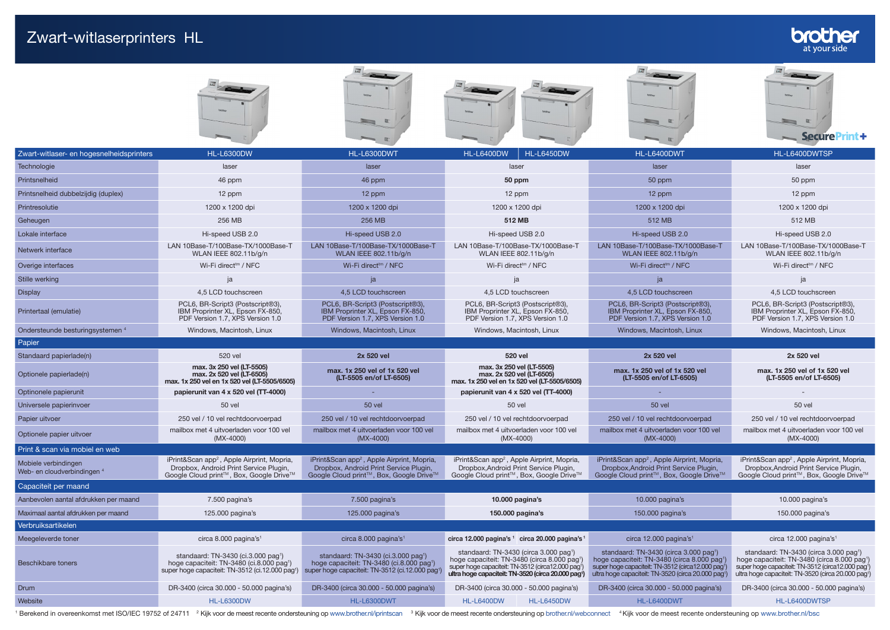# Zwart-witlaserprinters HL

brother at your side

| Zwart-witlaser- en hogesnelheidsprinters | HL-L6300DW | HL-L6300DWT | HL-L6400DW \| HL-L6450DW | HL-L6400DWT | HL-L6400DWTSP |
|---|---|---|---|---|---|
| Technologie | laser | laser | laser | laser | laser |
| Printsnelheid | 46 ppm | 46 ppm | **50 ppm** | 50 ppm | 50 ppm |
| Printsnelheid dubbelzijdig (duplex) | 12 ppm | 12 ppm | 12 ppm | 12 ppm | 12 ppm |
| Printresolutie | 1200 x 1200 dpi | 1200 x 1200 dpi | 1200 x 1200 dpi | 1200 x 1200 dpi | 1200 x 1200 dpi |
| Geheugen | 256 MB | 256 MB | **512 MB** | 512 MB | 512 MB |
| Lokale interface | Hi-speed USB 2.0 | Hi-speed USB 2.0 | Hi-speed USB 2.0 | Hi-speed USB 2.0 | Hi-speed USB 2.0 |
| Netwerk interface | LAN 10Base-T/100Base-TX/1000Base-T WLAN IEEE 802.11b/g/n | LAN 10Base-T/100Base-TX/1000Base-T WLAN IEEE 802.11b/g/n | LAN 10Base-T/100Base-TX/1000Base-T WLAN IEEE 802.11b/g/n | LAN 10Base-T/100Base-TX/1000Base-T WLAN IEEE 802.11b/g/n | LAN 10Base-T/100Base-TX/1000Base-T WLAN IEEE 802.11b/g/n |
| Overige interfaces | Wi-Fi direct™ / NFC | Wi-Fi direct™ / NFC | Wi-Fi direct™ / NFC | Wi-Fi direct™ / NFC | Wi-Fi direct™ / NFC |
| Stille werking | ja | ja | ja | ja | ja |
| Display | 4,5 LCD touchscreen | 4,5 LCD touchscreen | 4,5 LCD touchscreen | 4,5 LCD touchscreen | 4,5 LCD touchscreen |
| Printertaal (emulatie) | PCL6, BR-Script3 (Postscript®3), IBM Proprinter XL, Epson FX-850, PDF Version 1.7, XPS Version 1.0 | PCL6, BR-Script3 (Postscript®3), IBM Proprinter XL, Epson FX-850, PDF Version 1.7, XPS Version 1.0 | PCL6, BR-Script3 (Postscript®3), IBM Proprinter XL, Epson FX-850, PDF Version 1.7, XPS Version 1.0 | PCL6, BR-Script3 (Postscript®3), IBM Proprinter XL, Epson FX-850, PDF Version 1.7, XPS Version 1.0 | PCL6, BR-Script3 (Postscript®3), IBM Proprinter XL, Epson FX-850, PDF Version 1.7, XPS Version 1.0 |
| Ondersteunde besturingssystemen [4] | Windows, Macintosh, Linux | Windows, Macintosh, Linux | Windows, Macintosh, Linux | Windows, Macintosh, Linux | Windows, Macintosh, Linux |
| **Papier** | | | | | |
| Standaard papierlade(n) | 520 vel | **2x 520 vel** | 520 vel | **2x 520 vel** | **2x 520 vel** |
| Optionele papierlade(n) | **max. 3x 250 vel (LT-5505) max. 2x 520 vel (LT-6505) max. 1x 250 vel en 1x 520 vel (LT-5505/6505)** | **max. 1x 250 vel of 1x 520 vel (LT-5505 en/of LT-6505)** | **max. 3x 250 vel (LT-5505) max. 2x 520 vel (LT-6505) max. 1x 250 vel en 1x 520 vel (LT-5505/6505)** | **max. 1x 250 vel of 1x 520 vel (LT-5505 en/of LT-6505)** | **max. 1x 250 vel of 1x 520 vel (LT-5505 en/of LT-6505)** |
| Optinonele papierunit | **papierunit van 4 x 520 vel (TT-4000)** | - | **papierunit van 4 x 520 vel (TT-4000)** | - | - |
| Universele papierinvoer | 50 vel | 50 vel | 50 vel | 50 vel | 50 vel |
| Papier uitvoer | 250 vel / 10 vel rechtdoorvoerpad | 250 vel / 10 vel rechtdoorvoerpad | 250 vel / 10 vel rechtdoorvoerpad | 250 vel / 10 vel rechtdoorvoerpad | 250 vel / 10 vel rechtdoorvoerpad |
| Optionele papier uitvoer | mailbox met 4 uitvoerladen voor 100 vel (MX-4000) | mailbox met 4 uitvoerladen voor 100 vel (MX-4000) | mailbox met 4 uitvoerladen voor 100 vel (MX-4000) | mailbox met 4 uitvoerladen voor 100 vel (MX-4000) | mailbox met 4 uitvoerladen voor 100 vel (MX-4000) |
| **Print & scan via mobiel en web** | | | | | |
| Mobiele verbindingen Web- en cloudverbindingen [4] | iPrint&Scan app[2], Apple Airprint, Mopria, Dropbox, Android Print Service Plugin, Google Cloud print™, Box, Google Drive™ | iPrint&Scan app[2], Apple Airprint, Mopria, Dropbox, Android Print Service Plugin, Google Cloud print™, Box, Google Drive™ | iPrint&Scan app[2], Apple Airprint, Mopria, Dropbox,Android Print Service Plugin, Google Cloud print™, Box, Google Drive™ | iPrint&Scan app[2], Apple Airprint, Mopria, Dropbox,Android Print Service Plugin, Google Cloud print™, Box, Google Drive™ | iPrint&Scan app[2], Apple Airprint, Mopria, Dropbox,Android Print Service Plugin, Google Cloud print™, Box, Google Drive™ |
| **Capaciteit per maand** | | | | | |
| Aanbevolen aantal afdrukken per maand | 7.500 pagina's | 7.500 pagina's | **10.000 pagina's** | 10.000 pagina's | 10.000 pagina's |
| Maximaal aantal afdrukken per maand | 125.000 pagina's | 125.000 pagina's | **150.000 pagina's** | 150.000 pagina's | 150.000 pagina's |
| **Verbruiksartikelen** | | | | | |
| Meegeleverde toner | circa 8.000 pagina's[1] | circa 8.000 pagina's[1] | **circa 12.000 pagina's**[1] \| **circa 20.000 pagina's**[1] | circa 12.000 pagina's[1] | circa 12.000 pagina's[1] |
| Beschikbare toners | standaard: TN-3430 (ci.3.000 pag[1]) hoge capaciteit: TN-3480 (ci.8.000 pag[1]) super hoge capaciteit: TN-3512 (ci.12.000 pag[1]) | standaard: TN-3430 (ci.3.000 pag[1]) hoge capaciteit: TN-3480 (ci.8.000 pag[1]) super hoge capaciteit: TN-3512 (ci.12.000 pag[1]) | standaard: TN-3430 (circa 3.000 pag[1]) hoge capaciteit: TN-3480 (circa 8.000 pag[1]) super hoge capaciteit: TN-3512 (circa12.000 pag[1]) **ultra hoge capaciteit: TN-3520 (circa 20.000 pag[1])** | standaard: TN-3430 (circa 3.000 pag[1]) hoge capaciteit: TN-3480 (circa 8.000 pag[1]) super hoge capaciteit: TN-3512 (circa12.000 pag[1]) ultra hoge capaciteit: TN-3520 (circa 20.000 pag[1]) | standaard: TN-3430 (circa 3.000 pag[1]) hoge capaciteit: TN-3480 (circa 8.000 pag[1]) super hoge capaciteit: TN-3512 (circa12.000 pag[1]) ultra hoge capaciteit: TN-3520 (circa 20.000 pag[1]) |
| Drum | DR-3400 (circa 30.000 - 50.000 pagina's) | DR-3400 (circa 30.000 - 50.000 pagina's) | DR-3400 (circa 30.000 - 50.000 pagina's) | DR-3400 (circa 30.000 - 50.000 pagina's) | DR-3400 (circa 30.000 - 50.000 pagina's) |
| Website | HL-L6300DW | HL-L6300DWT | HL-L6400DW \| HL-L6450DW | HL-L6400DWT | HL-L6400DWTSP |

[1] Berekend in overeenkomst met ISO/IEC 19752 of 24711 [2] Kijk voor de meest recente ondersteuning op www.brother.nl/iprintscan [3] Kijk voor de meest recente ondersteuning op brother.nl/webconnect [4] Kijk voor de meest recente ondersteuning op www.brother.nl/bsc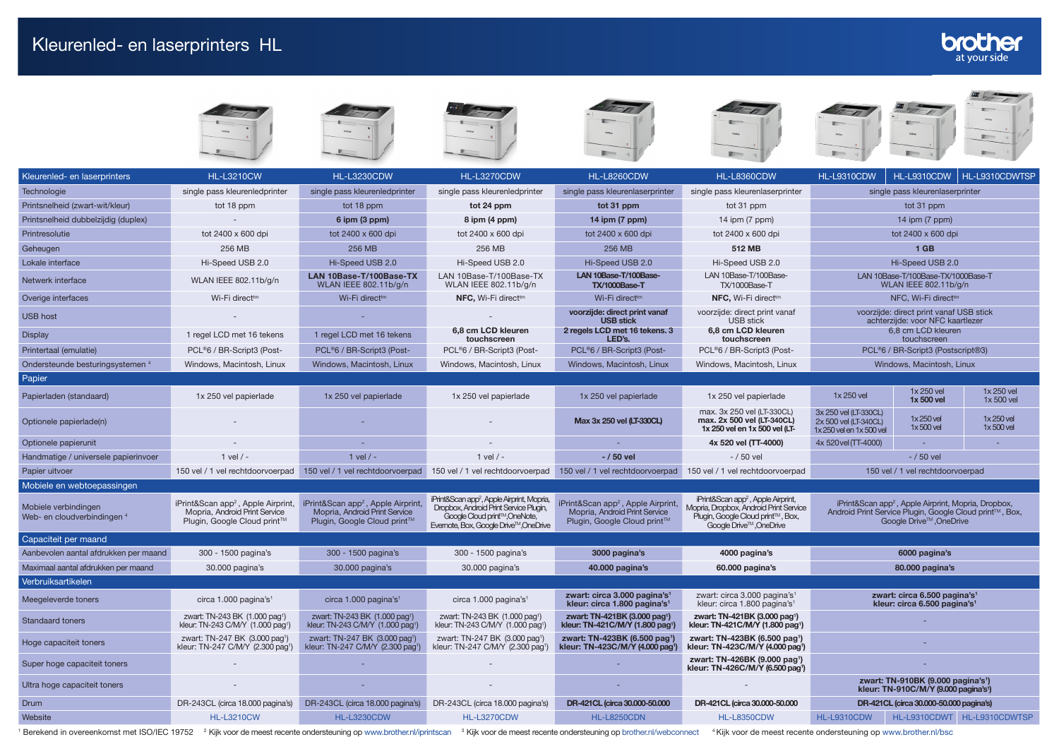# Kleurenled- en laserprinters HL

| Kleurenled- en laserprinters | HL-L3210CW | HL-L3230CDW | HL-L3270CDW | HL-L8260CDW | HL-L8360CDW | HL-L9310CDW | HL-L9310CDW | HL-L9310CDWTSP |
|---|---|---|---|---|---|---|---|---|
| Technologie | single pass kleurenledprinter | single pass kleurenledprinter | single pass kleurenledprinter | single pass kleurenlaserprinter | single pass kleurenlaserprinter | single pass kleurenlaserprinter | | |
| Printsnelheid (zwart-wit/kleur) | tot 18 ppm | tot 18 ppm | **tot 24 ppm** | **tot 31 ppm** | tot 31 ppm | tot 31 ppm | | |
| Printsnelheid dubbelzijdig (duplex) | - | **6 ipm (3 ppm)** | 8 ipm (4 ppm) | **14 ipm (7 ppm)** | 14 ipm (7 ppm) | 14 ipm (7 ppm) | | |
| Printresolutie | tot 2400 x 600 dpi | tot 2400 x 600 dpi | tot 2400 x 600 dpi | tot 2400 x 600 dpi | tot 2400 x 600 dpi | tot 2400 x 600 dpi | | |
| Geheugen | 256 MB | 256 MB | 256 MB | 256 MB | **512 MB** | **1 GB** | | |
| Lokale interface | Hi-Speed USB 2.0 | Hi-Speed USB 2.0 | Hi-Speed USB 2.0 | Hi-Speed USB 2.0 | Hi-Speed USB 2.0 | Hi-Speed USB 2.0 | | |
| Netwerk interface | WLAN IEEE 802.11b/g/n | **LAN 10Base-T/100Base-TX** WLAN IEEE 802.11b/g/n | LAN 10Base-T/100Base-TX WLAN IEEE 802.11b/g/n | **LAN 10Base-T/100Base-TX/1000Base-T** | LAN 10Base-T/100Base-TX/1000Base-T | LAN 10Base-T/100Base-TX/1000Base-T WLAN IEEE 802.11b/g/n | | |
| Overige interfaces | Wi-Fi direct™ | Wi-Fi direct™ | **NFC,** Wi-Fi direct™ | Wi-Fi direct™ | **NFC,** Wi-Fi direct™ | NFC, Wi-Fi direct™ | | |
| USB host | - | - | - | **voorzijde: direct print vanaf USB stick** | voorzijde: direct print vanaf USB stick | voorzijde: direct print vanaf USB stick achterzijde: voor NFC kaartlezer | | |
| Display | 1 regel LCD met 16 tekens | 1 regel LCD met 16 tekens | **6,8 cm LCD kleuren touchscreen** | **2 regels LCD met 16 tekens. 3 LED's.** | **6,8 cm LCD kleuren touchscreen** | 6,8 cm LCD kleuren touchscreen | | |
| Printertaal (emulatie) | PCL®6 / BR-Script3 (Post- | PCL®6 / BR-Script3 (Post- | PCL®6 / BR-Script3 (Post- | PCL®6 / BR-Script3 (Post- | PCL®6 / BR-Script3 (Post- | PCL®6 / BR-Script3 (Postscript®3) | | |
| Ondersteunde besturingsystemen [4] | Windows, Macintosh, Linux | Windows, Macintosh, Linux | Windows, Macintosh, Linux | Windows, Macintosh, Linux | Windows, Macintosh, Linux | Windows, Macintosh, Linux | | |
| **Papier** | | | | | | | | |
| Papierladen (standaard) | 1x 250 vel papierlade | 1x 250 vel papierlade | 1x 250 vel papierlade | 1x 250 vel papierlade | 1x 250 vel papierlade | 1x 250 vel | 1x 250 vel **1x 500 vel** | 1x 250 vel 1x 500 vel |
| Optionele papierlade(n) | - | - | - | **Max 3x 250 vel (LT-330CL)** | max. 3x 250 vel (LT-330CL) **max. 2x 500 vel (LT-340CL) 1x 250 vel en 1x 500 vel (LT-** | 3x 250 vel (LT-330CL) 2x 500 vel (LT-340CL) 1x 250 vel en 1x 500 vel | 1x 250 vel 1x 500 vel | 1x 250 vel 1x 500 vel |
| Optionele papierunit | - | - | - | - | **4x 520 vel (TT-4000)** | 4x 520 vel (TT-4000) | - | - |
| Handmatige / universele papierinvoer | 1 vel / - | 1 vel / - | 1 vel / - | **- / 50 vel** | - / 50 vel | - / 50 vel | | |
| Papier uitvoer | 150 vel / 1 vel rechtdoorvoerpad | 150 vel / 1 vel rechtdoorvoerpad | 150 vel / 1 vel rechtdoorvoerpad | 150 vel / 1 vel rechtdoorvoerpad | 150 vel / 1 vel rechtdoorvoerpad | 150 vel / 1 vel rechtdoorvoerpad | | |
| **Mobiele en webtoepassingen** | | | | | | | | |
| Mobiele verbindingen Web- en cloudverbindingen [4] | iPrint&Scan app[2], Apple Airprint, Mopria, Android Print Service Plugin, Google Cloud print™ | iPrint&Scan app[2], Apple Airprint, Mopria, Android Print Service Plugin, Google Cloud print™ | iPrint&Scan app[2], Apple Airprint, Mopria, Dropbox, Android Print Service Plugin, Google Cloud print™, OneNote, Evernote, Box, Google Drive™, OneDrive | iPrint&Scan app[2], Apple Airprint, Mopria, Android Print Service Plugin, Google Cloud print™ | iPrint&Scan app[2], Apple Airprint, Mopria, Dropbox, Android Print Service Plugin, Google Cloud print™, Box, Google Drive™, OneDrive | iPrint&Scan app[2], Apple Airprint, Mopria, Dropbox, Android Print Service Plugin, Google Cloud print™, Box, Google Drive™, OneDrive | | |
| **Capaciteit per maand** | | | | | | | | |
| Aanbevolen aantal afdrukken per maand | 300 - 1500 pagina's | 300 - 1500 pagina's | 300 - 1500 pagina's | **3000 pagina's** | **4000 pagina's** | **6000 pagina's** | | |
| Maximaal aantal afdrukken per maand | 30.000 pagina's | 30.000 pagina's | 30.000 pagina's | **40.000 pagina's** | **60.000 pagina's** | **80.000 pagina's** | | |
| **Verbruiksartikelen** | | | | | | | | |
| Meegeleverde toners | circa 1.000 pagina's[1] | circa 1.000 pagina's[1] | circa 1.000 pagina's[1] | **zwart: circa 3.000 pagina's[1] kleur: circa 1.800 pagina's[1]** | zwart: circa 3.000 pagina's[1] kleur: circa 1.800 pagina's[1] | **zwart: circa 6.500 pagina's[1] kleur: circa 6.500 pagina's[1]** | | |
| Standaard toners | zwart: TN-243 BK (1.000 pag[1]) kleur: TN-243 C/M/Y (1.000 pag[1]) | zwart: TN-243 BK (1.000 pag[1]) kleur: TN-243 C/M/Y (1.000 pag[1]) | zwart: TN-243 BK (1.000 pag[1]) kleur: TN-243 C/M/Y (1.000 pag[1]) | **zwart: TN-421BK (3.000 pag[1]) kleur: TN-421C/M/Y (1.800 pag[1])** | **zwart: TN-421BK (3.000 pag[1]) kleur: TN-421C/M/Y (1.800 pag[1])** | - | | |
| Hoge capaciteit toners | zwart: TN-247 BK (3.000 pag[1]) kleur: TN-247 C/M/Y (2.300 pag[1]) | zwart: TN-247 BK (3.000 pag[1]) kleur: TN-247 C/M/Y (2.300 pag[1]) | zwart: TN-247 BK (3.000 pag[1]) kleur: TN-247 C/M/Y (2.300 pag[1]) | **zwart: TN-423BK (6.500 pag[1]) kleur: TN-423C/M/Y (4.000 pag[1])** | **zwart: TN-423BK (6.500 pag[1]) kleur: TN-423C/M/Y (4.000 pag[1])** | - | | |
| Super hoge capaciteit toners | - | - | - | - | **zwart: TN-426BK (9.000 pag[1]) kleur: TN-426C/M/Y (6.500 pag[1])** | - | | |
| Ultra hoge capaciteit toners | - | - | - | - | - | **zwart: TN-910BK (9.000 pagina's[1]) kleur: TN-910C/M/Y (9.000 pagina's[1])** | | |
| Drum | DR-243CL (circa 18.000 pagina's) | DR-243CL (circa 18.000 pagina's) | DR-243CL (circa 18.000 pagina's) | **DR-421CL (circa 30.000-50.000** | **DR-421CL (circa 30.000-50.000** | **DR-421CL (circa 30.000-50.000 pagina's)** | | |
| Website | HL-L3210CW | HL-L3230CDW | HL-L3270CDW | HL-L8250CDN | HL-L8350CDW | HL-L9310CDW | HL-L9310CDWT | HL-L9310CDWTSP |

[1] Berekend in overeenkomst met ISO/IEC 19752 [2] Kijk voor de meest recente ondersteuning op www.brother.nl/iprintscan [3] Kijk voor de meest recente ondersteuning op brother.nl/webconnect [4] Kijk voor de meest recente ondersteuning op www.brother.nl/bsc